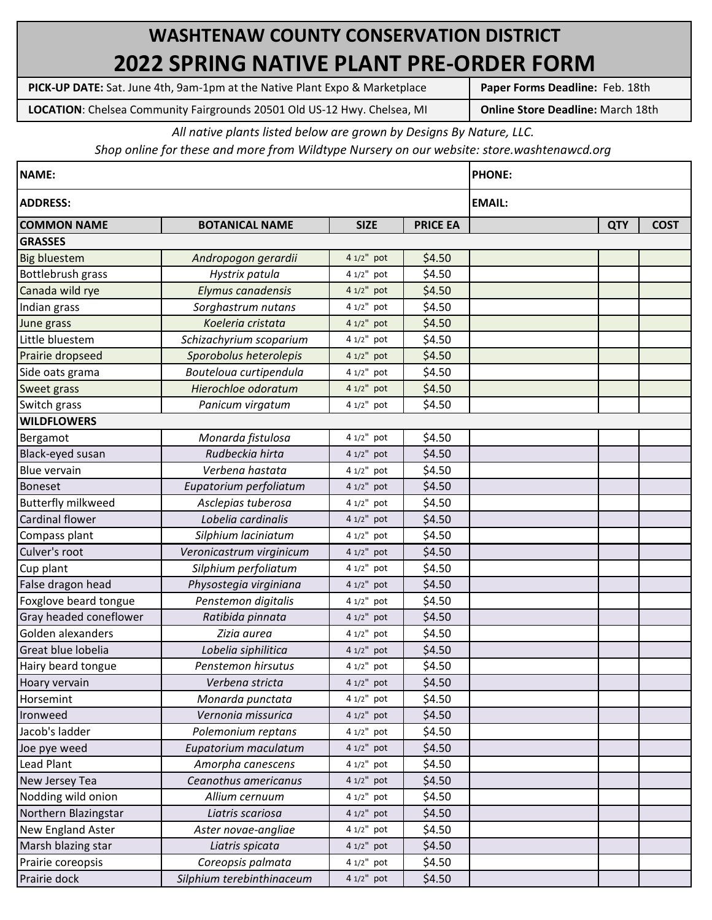# WASHTENAW COUNTY CONSERVATION DISTRICT

## 2022 SPRING NATIVE PLANT PRE-ORDER FORM

| | |
|---|---|
| **PICK-UP DATE:** Sat. June 4th, 9am-1pm at the Native Plant Expo & Marketplace | **Paper Forms Deadline:** Feb. 18th |
| **LOCATION**: Chelsea Community Fairgrounds 20501 Old US-12 Hwy. Chelsea, MI | **Online Store Deadline:** March 18th |

*All native plants listed below are grown by Designs By Nature, LLC.*

*Shop online for these and more from Wildtype Nursery on our website: store.washtenawcd.org*

| **NAME:** | | | | **PHONE:** | | |
|---|---|---|---|---|---|---|
| **ADDRESS:** | | | | **EMAIL:** | | |
| **COMMON NAME** | **BOTANICAL NAME** | **SIZE** | **PRICE EA** | | **QTY** | **COST** |
| **GRASSES** | | | | | | |
| Big bluestem | *Andropogon gerardii* | 4 1/2" pot | $4.50 | | | |
| Bottlebrush grass | *Hystrix patula* | 4 1/2" pot | $4.50 | | | |
| Canada wild rye | *Elymus canadensis* | 4 1/2" pot | $4.50 | | | |
| Indian grass | *Sorghastrum nutans* | 4 1/2" pot | $4.50 | | | |
| June grass | *Koeleria cristata* | 4 1/2" pot | $4.50 | | | |
| Little bluestem | *Schizachyrium scoparium* | 4 1/2" pot | $4.50 | | | |
| Prairie dropseed | *Sporobolus heterolepis* | 4 1/2" pot | $4.50 | | | |
| Side oats grama | *Bouteloua curtipendula* | 4 1/2" pot | $4.50 | | | |
| Sweet grass | *Hierochloe odoratum* | 4 1/2" pot | $4.50 | | | |
| Switch grass | *Panicum virgatum* | 4 1/2" pot | $4.50 | | | |
| **WILDFLOWERS** | | | | | | |
| Bergamot | *Monarda fistulosa* | 4 1/2" pot | $4.50 | | | |
| Black-eyed susan | *Rudbeckia hirta* | 4 1/2" pot | $4.50 | | | |
| Blue vervain | *Verbena hastata* | 4 1/2" pot | $4.50 | | | |
| Boneset | *Eupatorium perfoliatum* | 4 1/2" pot | $4.50 | | | |
| Butterfly milkweed | *Asclepias tuberosa* | 4 1/2" pot | $4.50 | | | |
| Cardinal flower | *Lobelia cardinalis* | 4 1/2" pot | $4.50 | | | |
| Compass plant | *Silphium laciniatum* | 4 1/2" pot | $4.50 | | | |
| Culver's root | *Veronicastrum virginicum* | 4 1/2" pot | $4.50 | | | |
| Cup plant | *Silphium perfoliatum* | 4 1/2" pot | $4.50 | | | |
| False dragon head | *Physostegia virginiana* | 4 1/2" pot | $4.50 | | | |
| Foxglove beard tongue | *Penstemon digitalis* | 4 1/2" pot | $4.50 | | | |
| Gray headed coneflower | *Ratibida pinnata* | 4 1/2" pot | $4.50 | | | |
| Golden alexanders | *Zizia aurea* | 4 1/2" pot | $4.50 | | | |
| Great blue lobelia | *Lobelia siphilitica* | 4 1/2" pot | $4.50 | | | |
| Hairy beard tongue | *Penstemon hirsutus* | 4 1/2" pot | $4.50 | | | |
| Hoary vervain | *Verbena stricta* | 4 1/2" pot | $4.50 | | | |
| Horsemint | *Monarda punctata* | 4 1/2" pot | $4.50 | | | |
| Ironweed | *Vernonia missurica* | 4 1/2" pot | $4.50 | | | |
| Jacob's ladder | *Polemonium reptans* | 4 1/2" pot | $4.50 | | | |
| Joe pye weed | *Eupatorium maculatum* | 4 1/2" pot | $4.50 | | | |
| Lead Plant | *Amorpha canescens* | 4 1/2" pot | $4.50 | | | |
| New Jersey Tea | *Ceanothus americanus* | 4 1/2" pot | $4.50 | | | |
| Nodding wild onion | *Allium cernuum* | 4 1/2" pot | $4.50 | | | |
| Northern Blazingstar | *Liatris scariosa* | 4 1/2" pot | $4.50 | | | |
| New England Aster | *Aster novae-angliae* | 4 1/2" pot | $4.50 | | | |
| Marsh blazing star | *Liatris spicata* | 4 1/2" pot | $4.50 | | | |
| Prairie coreopsis | *Coreopsis palmata* | 4 1/2" pot | $4.50 | | | |
| Prairie dock | *Silphium terebinthinaceum* | 4 1/2" pot | $4.50 | | | |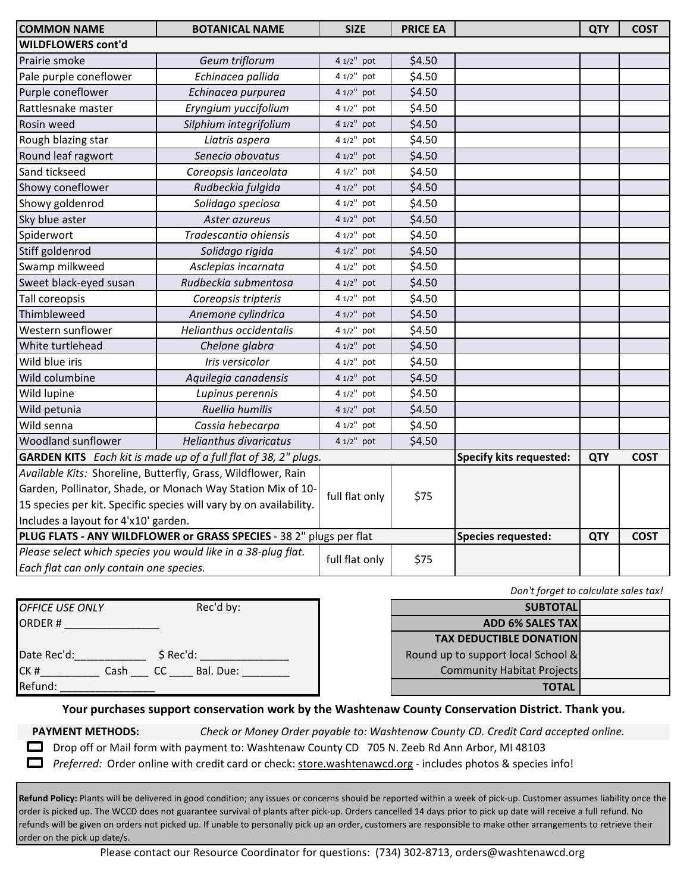| COMMON NAME | BOTANICAL NAME | SIZE | PRICE EA | | QTY | COST |
|---|---|---|---|---|---|---|
| **WILDFLOWERS cont'd** | | | | | | |
| Prairie smoke | *Geum triflorum* | 4 1/2" pot | $4.50 | | | |
| Pale purple coneflower | *Echinacea pallida* | 4 1/2" pot | $4.50 | | | |
| Purple coneflower | *Echinacea purpurea* | 4 1/2" pot | $4.50 | | | |
| Rattlesnake master | *Eryngium yuccifolium* | 4 1/2" pot | $4.50 | | | |
| Rosin weed | *Silphium integrifolium* | 4 1/2" pot | $4.50 | | | |
| Rough blazing star | *Liatris aspera* | 4 1/2" pot | $4.50 | | | |
| Round leaf ragwort | *Senecio obovatus* | 4 1/2" pot | $4.50 | | | |
| Sand tickseed | *Coreopsis lanceolata* | 4 1/2" pot | $4.50 | | | |
| Showy coneflower | *Rudbeckia fulgida* | 4 1/2" pot | $4.50 | | | |
| Showy goldenrod | *Solidago speciosa* | 4 1/2" pot | $4.50 | | | |
| Sky blue aster | *Aster azureus* | 4 1/2" pot | $4.50 | | | |
| Spiderwort | *Tradescantia ohiensis* | 4 1/2" pot | $4.50 | | | |
| Stiff goldenrod | *Solidago rigida* | 4 1/2" pot | $4.50 | | | |
| Swamp milkweed | *Asclepias incarnata* | 4 1/2" pot | $4.50 | | | |
| Sweet black-eyed susan | *Rudbeckia submentosa* | 4 1/2" pot | $4.50 | | | |
| Tall coreopsis | *Coreopsis tripteris* | 4 1/2" pot | $4.50 | | | |
| Thimbleweed | *Anemone cylindrica* | 4 1/2" pot | $4.50 | | | |
| Western sunflower | *Helianthus occidentalis* | 4 1/2" pot | $4.50 | | | |
| White turtlehead | *Chelone glabra* | 4 1/2" pot | $4.50 | | | |
| Wild blue iris | *Iris versicolor* | 4 1/2" pot | $4.50 | | | |
| Wild columbine | *Aquilegia canadensis* | 4 1/2" pot | $4.50 | | | |
| Wild lupine | *Lupinus perennis* | 4 1/2" pot | $4.50 | | | |
| Wild petunia | *Ruellia humilis* | 4 1/2" pot | $4.50 | | | |
| Wild senna | *Cassia hebecarpa* | 4 1/2" pot | $4.50 | | | |
| Woodland sunflower | *Helianthus divaricatus* | 4 1/2" pot | $4.50 | | | |
| **GARDEN KITS** *Each kit is made up of a full flat of 38, 2" plugs.* | | | | **Specify kits requested:** | **QTY** | **COST** |
| *Available Kits:* Shoreline, Butterfly, Grass, Wildflower, Rain Garden, Pollinator, Shade, or Monach Way Station Mix of 10-15 species per kit. Specific species will vary by availability. Includes a layout for 4'x10' garden. | | full flat only | $75 | | | |
| **PLUG FLATS - ANY WILDFLOWER or GRASS SPECIES** - 38 2" plugs per flat | | | | **Species requested:** | **QTY** | **COST** |
| *Please select which species you would like in a 38-plug flat. Each flat can only contain one species.* | | full flat only | $75 | | | |

*Don't forget to calculate sales tax!*

| | |
|---|---|
| **SUBTOTAL** | |
| **ADD 6% SALES TAX** | |
| **TAX DEDUCTIBLE DONATION** Round up to support local School & Community Habitat Projects | |
| **TOTAL** | |

*OFFICE USE ONLY* Rec'd by:
ORDER # ________________

Date Rec'd:____________ $ Rec'd: _______________
CK #__________ Cash ___ CC ____ Bal. Due: ________
Refund: ________________

**Your purchases support conservation work by the Washtenaw County Conservation District. Thank you.**

**PAYMENT METHODS:** *Check or Money Order payable to: Washtenaw County CD. Credit Card accepted online.*

- ☐ Drop off or Mail form with payment to: Washtenaw County CD 705 N. Zeeb Rd Ann Arbor, MI 48103
- ☐ *Preferred:* Order online with credit card or check: store.washtenawcd.org - includes photos & species info!

**Refund Policy:** Plants will be delivered in good condition; any issues or concerns should be reported within a week of pick-up. Customer assumes liability once the order is picked up. The WCCD does not guarantee survival of plants after pick-up. Orders cancelled 14 days prior to pick up date will receive a full refund. No refunds will be given on orders not picked up. If unable to personally pick up an order, customers are responsible to make other arrangements to retrieve their order on the pick up date/s.

Please contact our Resource Coordinator for questions: (734) 302-8713, orders@washtenawcd.org